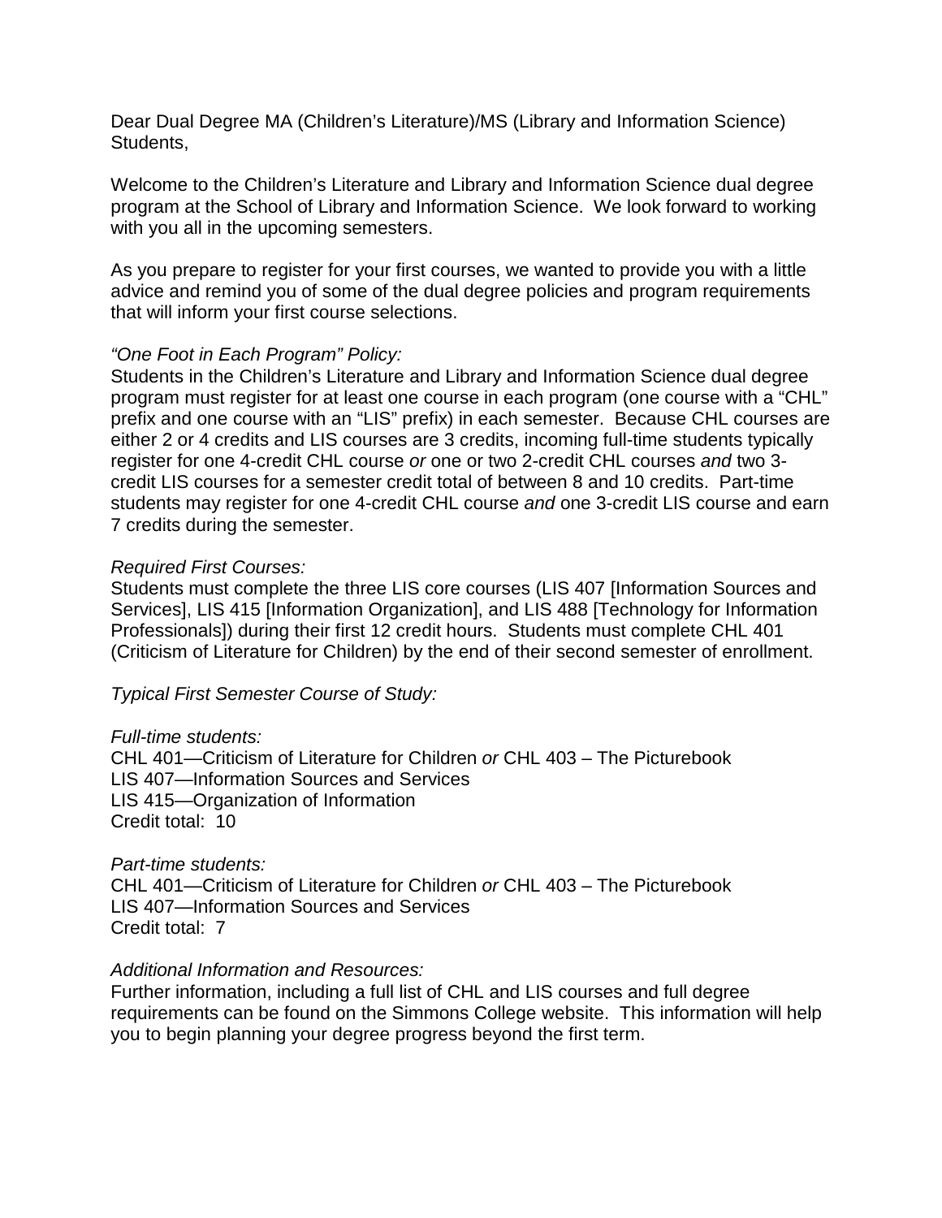Dear Dual Degree MA (Children's Literature)/MS (Library and Information Science) Students,

Welcome to the Children's Literature and Library and Information Science dual degree program at the School of Library and Information Science. We look forward to working with you all in the upcoming semesters.

As you prepare to register for your first courses, we wanted to provide you with a little advice and remind you of some of the dual degree policies and program requirements that will inform your first course selections.

*"One Foot in Each Program" Policy:*
Students in the Children's Literature and Library and Information Science dual degree program must register for at least one course in each program (one course with a "CHL" prefix and one course with an "LIS" prefix) in each semester. Because CHL courses are either 2 or 4 credits and LIS courses are 3 credits, incoming full-time students typically register for one 4-credit CHL course *or* one or two 2-credit CHL courses *and* two 3-credit LIS courses for a semester credit total of between 8 and 10 credits. Part-time students may register for one 4-credit CHL course *and* one 3-credit LIS course and earn 7 credits during the semester.

*Required First Courses:*
Students must complete the three LIS core courses (LIS 407 [Information Sources and Services], LIS 415 [Information Organization], and LIS 488 [Technology for Information Professionals]) during their first 12 credit hours. Students must complete CHL 401 (Criticism of Literature for Children) by the end of their second semester of enrollment.

*Typical First Semester Course of Study:*

*Full-time students:*
CHL 401—Criticism of Literature for Children *or* CHL 403 – The Picturebook
LIS 407—Information Sources and Services
LIS 415—Organization of Information
Credit total: 10

*Part-time students:*
CHL 401—Criticism of Literature for Children *or* CHL 403 – The Picturebook
LIS 407—Information Sources and Services
Credit total: 7

*Additional Information and Resources:*
Further information, including a full list of CHL and LIS courses and full degree requirements can be found on the Simmons College website. This information will help you to begin planning your degree progress beyond the first term.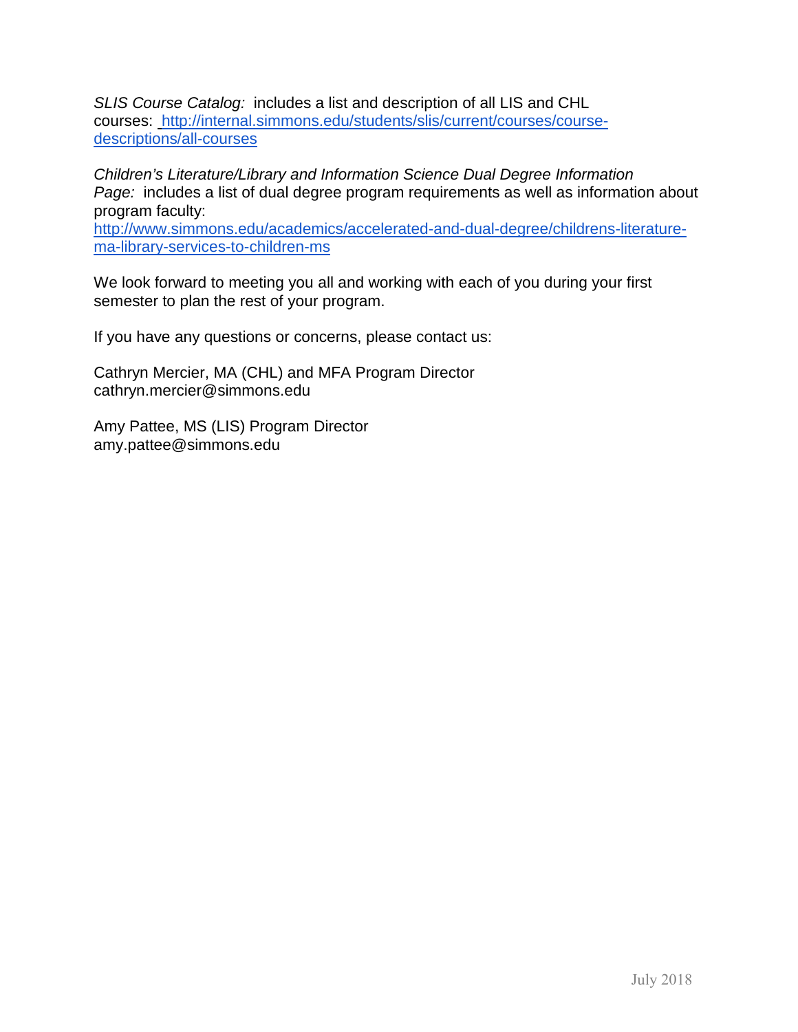*SLIS Course Catalog:* includes a list and description of all LIS and CHL courses: http://internal.simmons.edu/students/slis/current/courses/course-descriptions/all-courses

*Children's Literature/Library and Information Science Dual Degree Information Page:* includes a list of dual degree program requirements as well as information about program faculty: http://www.simmons.edu/academics/accelerated-and-dual-degree/childrens-literature-ma-library-services-to-children-ms

We look forward to meeting you all and working with each of you during your first semester to plan the rest of your program.

If you have any questions or concerns, please contact us:

Cathryn Mercier, MA (CHL) and MFA Program Director
cathryn.mercier@simmons.edu

Amy Pattee, MS (LIS) Program Director
amy.pattee@simmons.edu